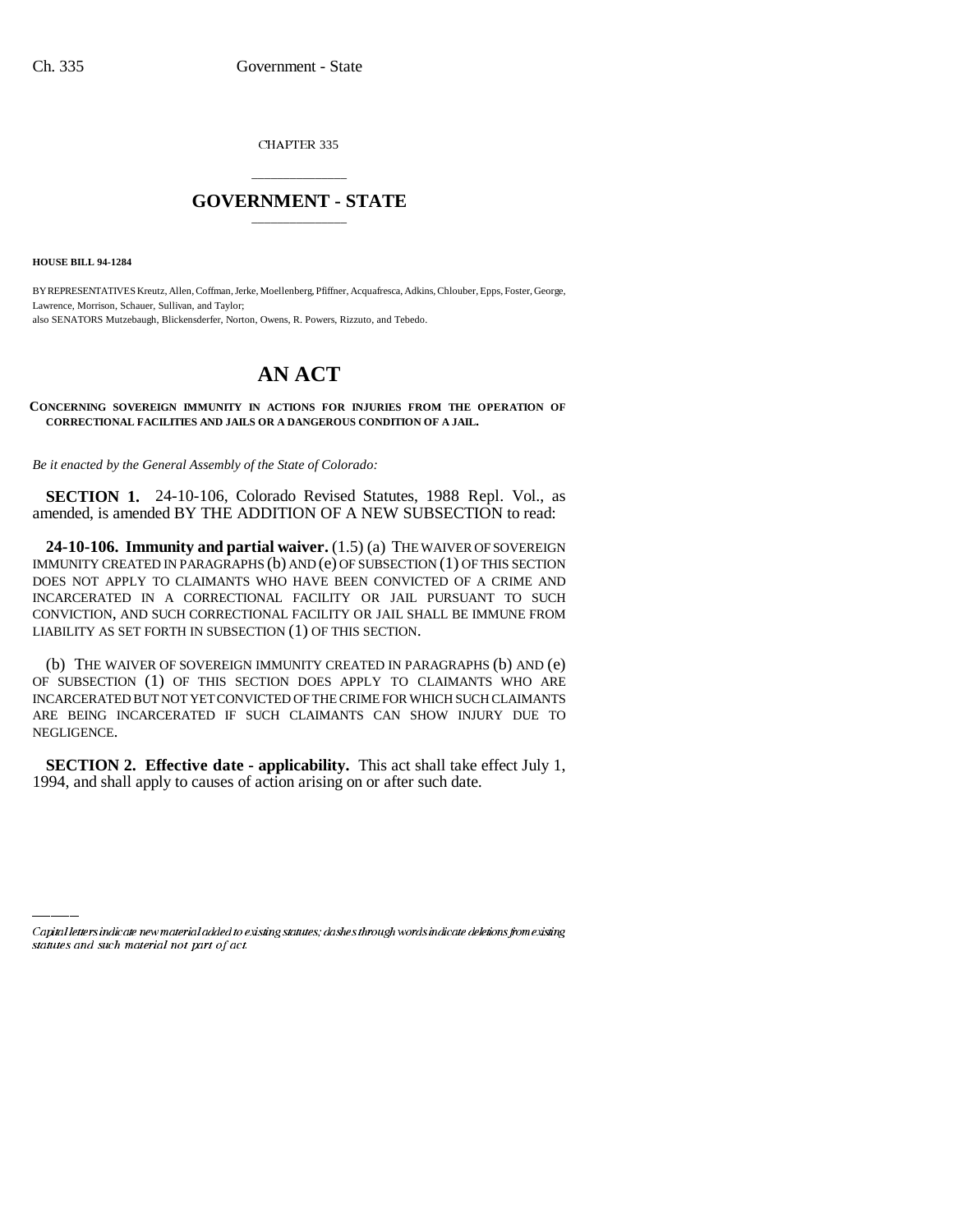CHAPTER 335

# GOVERNMENT - STATE

**HOUSE BILL 94-1284**

BY REPRESENTATIVES Kreutz, Allen, Coffman, Jerke, Moellenberg, Pfiffner, Acquafresca, Adkins, Chlouber, Epps, Foster, George, Lawrence, Morrison, Schauer, Sullivan, and Taylor;
also SENATORS Mutzebaugh, Blickensderfer, Norton, Owens, R. Powers, Rizzuto, and Tebedo.

# AN ACT

**CONCERNING SOVEREIGN IMMUNITY IN ACTIONS FOR INJURIES FROM THE OPERATION OF CORRECTIONAL FACILITIES AND JAILS OR A DANGEROUS CONDITION OF A JAIL.**

*Be it enacted by the General Assembly of the State of Colorado:*

**SECTION 1.** 24-10-106, Colorado Revised Statutes, 1988 Repl. Vol., as amended, is amended BY THE ADDITION OF A NEW SUBSECTION to read:

**24-10-106. Immunity and partial waiver.** (1.5) (a) THE WAIVER OF SOVEREIGN IMMUNITY CREATED IN PARAGRAPHS (b) AND (e) OF SUBSECTION (1) OF THIS SECTION DOES NOT APPLY TO CLAIMANTS WHO HAVE BEEN CONVICTED OF A CRIME AND INCARCERATED IN A CORRECTIONAL FACILITY OR JAIL PURSUANT TO SUCH CONVICTION, AND SUCH CORRECTIONAL FACILITY OR JAIL SHALL BE IMMUNE FROM LIABILITY AS SET FORTH IN SUBSECTION (1) OF THIS SECTION.

(b) THE WAIVER OF SOVEREIGN IMMUNITY CREATED IN PARAGRAPHS (b) AND (e) OF SUBSECTION (1) OF THIS SECTION DOES APPLY TO CLAIMANTS WHO ARE INCARCERATED BUT NOT YET CONVICTED OF THE CRIME FOR WHICH SUCH CLAIMANTS ARE BEING INCARCERATED IF SUCH CLAIMANTS CAN SHOW INJURY DUE TO NEGLIGENCE.

**SECTION 2. Effective date - applicability.** This act shall take effect July 1, 1994, and shall apply to causes of action arising on or after such date.

*Capital letters indicate new material added to existing statutes; dashes through words indicate deletions from existing statutes and such material not part of act.*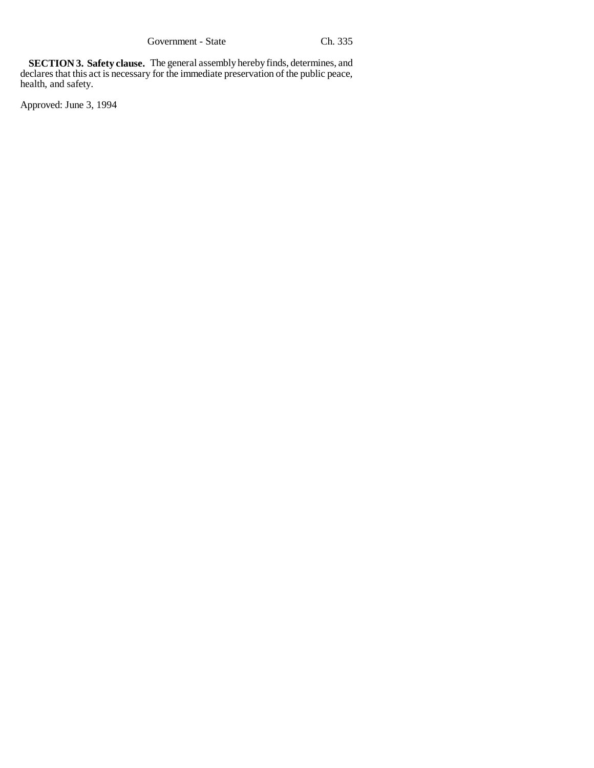**SECTION 3. Safety clause.** The general assembly hereby finds, determines, and declares that this act is necessary for the immediate preservation of the public peace, health, and safety.

Approved: June 3, 1994